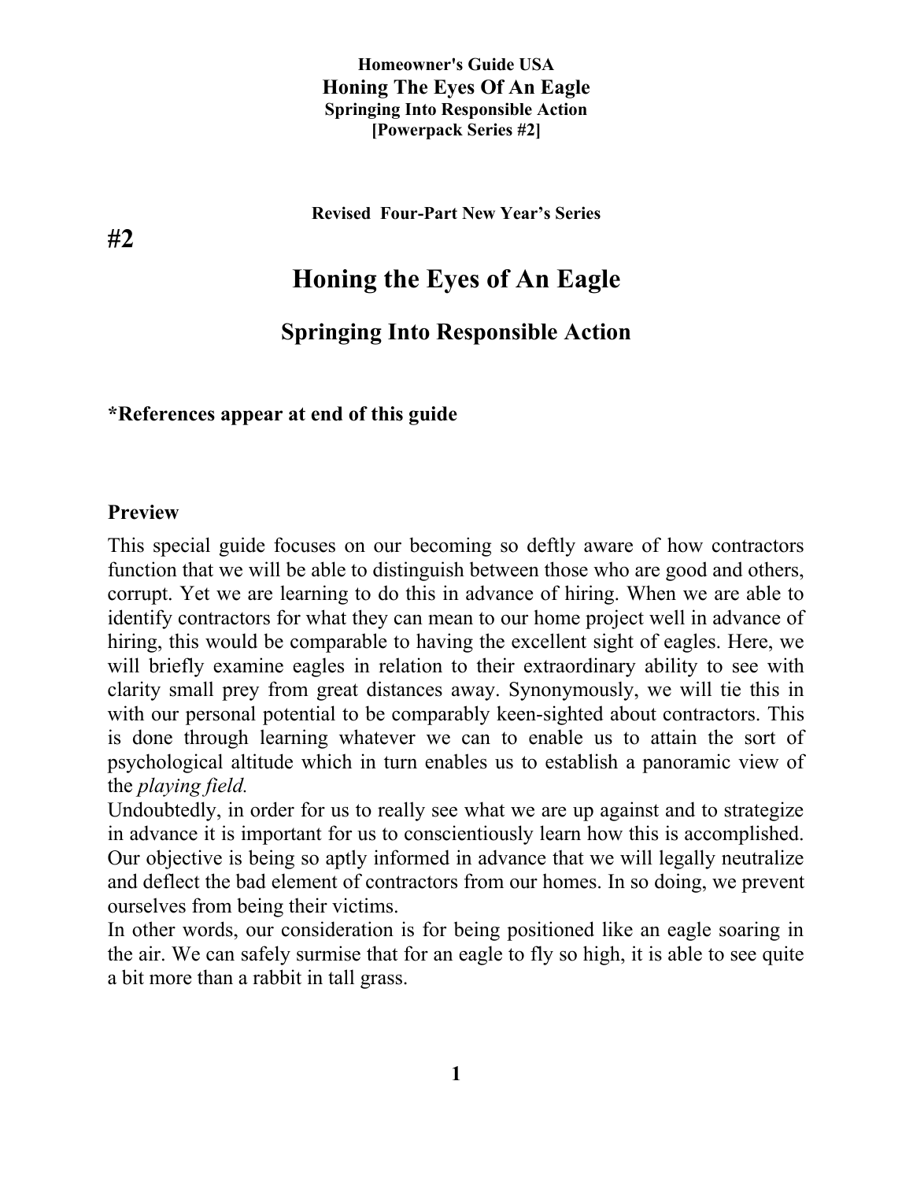**Homeowner's Guide USA**
**Honing The Eyes Of An Eagle**
**Springing Into Responsible Action**
**[Powerpack Series #2]**

**Revised Four-Part New Year's Series**

**#2**

# Honing the Eyes of An Eagle

## Springing Into Responsible Action

**\*References appear at end of this guide**

### Preview

This special guide focuses on our becoming so deftly aware of how contractors function that we will be able to distinguish between those who are good and others, corrupt. Yet we are learning to do this in advance of hiring. When we are able to identify contractors for what they can mean to our home project well in advance of hiring, this would be comparable to having the excellent sight of eagles. Here, we will briefly examine eagles in relation to their extraordinary ability to see with clarity small prey from great distances away. Synonymously, we will tie this in with our personal potential to be comparably keen-sighted about contractors. This is done through learning whatever we can to enable us to attain the sort of psychological altitude which in turn enables us to establish a panoramic view of the *playing field.*

Undoubtedly, in order for us to really see what we are up against and to strategize in advance it is important for us to conscientiously learn how this is accomplished. Our objective is being so aptly informed in advance that we will legally neutralize and deflect the bad element of contractors from our homes. In so doing, we prevent ourselves from being their victims.

In other words, our consideration is for being positioned like an eagle soaring in the air. We can safely surmise that for an eagle to fly so high, it is able to see quite a bit more than a rabbit in tall grass.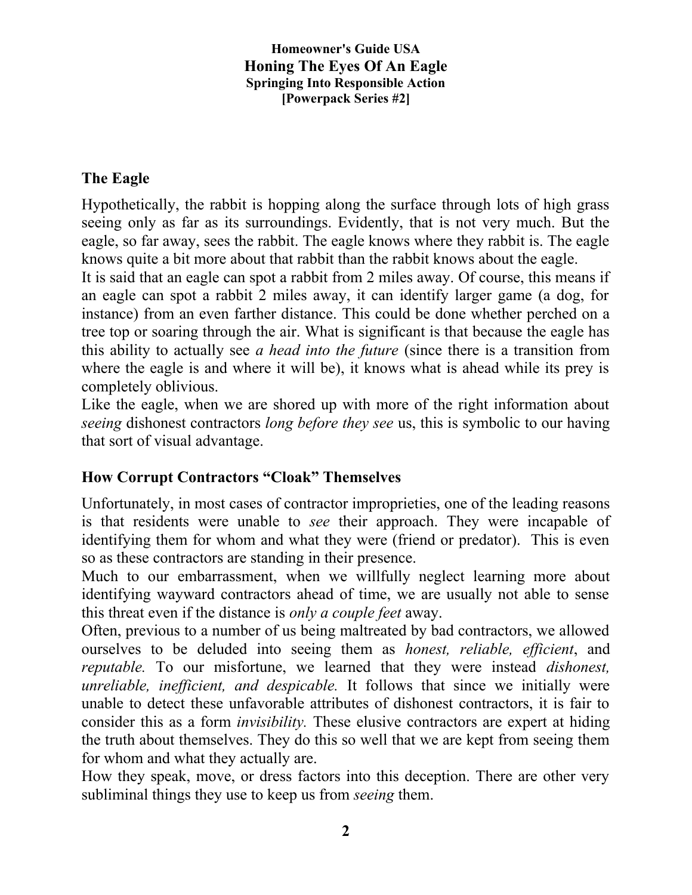**Homeowner's Guide USA**
**Honing The Eyes Of An Eagle**
**Springing Into Responsible Action**
**[Powerpack Series #2]**

## The Eagle

Hypothetically, the rabbit is hopping along the surface through lots of high grass seeing only as far as its surroundings. Evidently, that is not very much. But the eagle, so far away, sees the rabbit. The eagle knows where they rabbit is. The eagle knows quite a bit more about that rabbit than the rabbit knows about the eagle.

It is said that an eagle can spot a rabbit from 2 miles away. Of course, this means if an eagle can spot a rabbit 2 miles away, it can identify larger game (a dog, for instance) from an even farther distance. This could be done whether perched on a tree top or soaring through the air. What is significant is that because the eagle has this ability to actually see *a head into the future* (since there is a transition from where the eagle is and where it will be), it knows what is ahead while its prey is completely oblivious.

Like the eagle, when we are shored up with more of the right information about *seeing* dishonest contractors *long before they see* us, this is symbolic to our having that sort of visual advantage.

## How Corrupt Contractors "Cloak" Themselves

Unfortunately, in most cases of contractor improprieties, one of the leading reasons is that residents were unable to *see* their approach. They were incapable of identifying them for whom and what they were (friend or predator). This is even so as these contractors are standing in their presence.

Much to our embarrassment, when we willfully neglect learning more about identifying wayward contractors ahead of time, we are usually not able to sense this threat even if the distance is *only a couple feet* away.

Often, previous to a number of us being maltreated by bad contractors, we allowed ourselves to be deluded into seeing them as *honest, reliable, efficient*, and *reputable.* To our misfortune, we learned that they were instead *dishonest, unreliable, inefficient, and despicable.* It follows that since we initially were unable to detect these unfavorable attributes of dishonest contractors, it is fair to consider this as a form *invisibility.* These elusive contractors are expert at hiding the truth about themselves. They do this so well that we are kept from seeing them for whom and what they actually are.

How they speak, move, or dress factors into this deception. There are other very subliminal things they use to keep us from *seeing* them.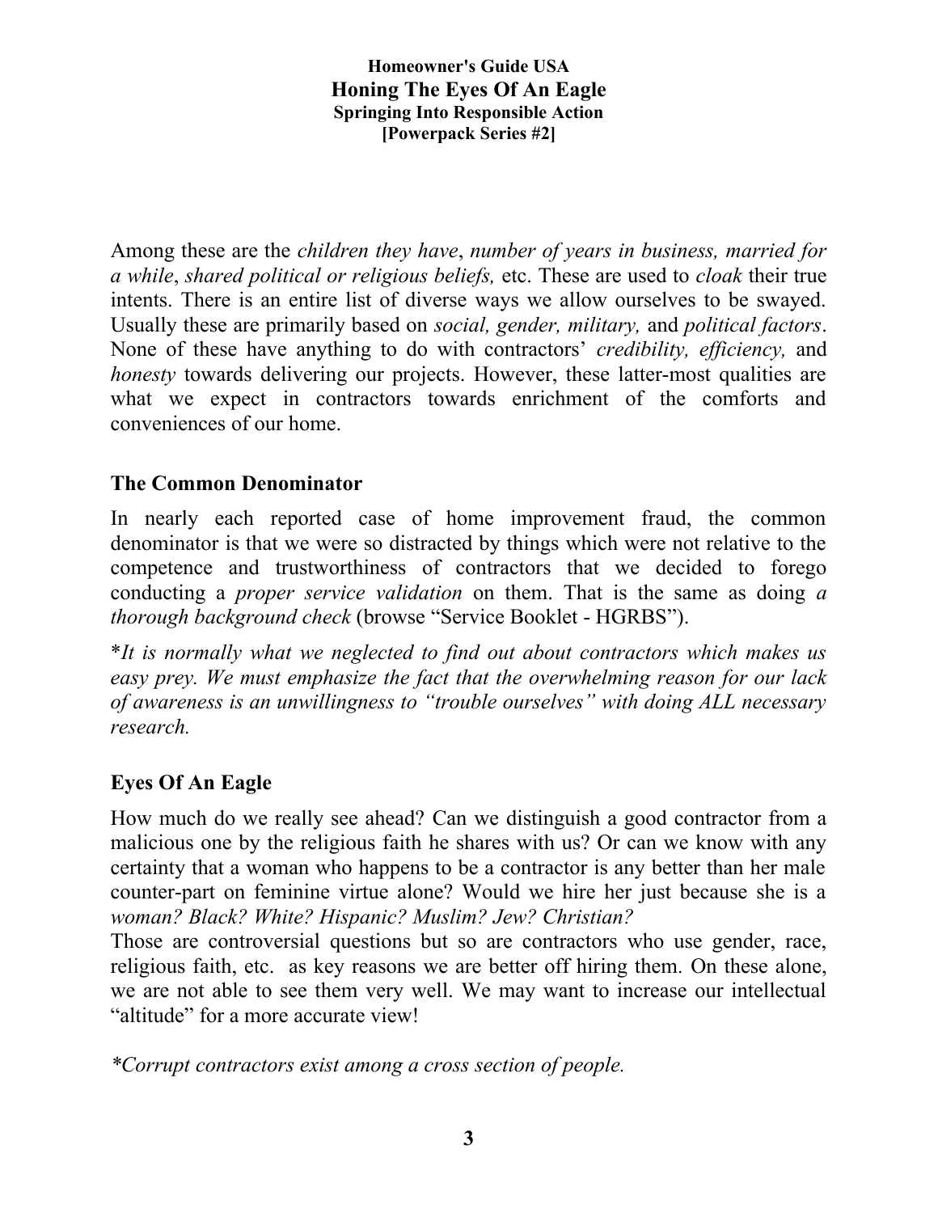Among these are the *children they have*, *number of years in business, married for a while*, *shared political or religious beliefs,* etc. These are used to *cloak* their true intents. There is an entire list of diverse ways we allow ourselves to be swayed. Usually these are primarily based on *social, gender, military,* and *political factors*. None of these have anything to do with contractors' *credibility, efficiency,* and *honesty* towards delivering our projects. However, these latter-most qualities are what we expect in contractors towards enrichment of the comforts and conveniences of our home.

### The Common Denominator

In nearly each reported case of home improvement fraud, the common denominator is that we were so distracted by things which were not relative to the competence and trustworthiness of contractors that we decided to forego conducting a *proper service validation* on them. That is the same as doing *a thorough background check* (browse "Service Booklet - HGRBS").

*It is normally what we neglected to find out about contractors which makes us easy prey. We must emphasize the fact that the overwhelming reason for our lack of awareness is an unwillingness to "trouble ourselves" with doing ALL necessary research.*

### Eyes Of An Eagle

How much do we really see ahead? Can we distinguish a good contractor from a malicious one by the religious faith he shares with us? Or can we know with any certainty that a woman who happens to be a contractor is any better than her male counter-part on feminine virtue alone? Would we hire her just because she is a *woman? Black? White? Hispanic? Muslim? Jew? Christian?*

Those are controversial questions but so are contractors who use gender, race, religious faith, etc. as key reasons we are better off hiring them. On these alone, we are not able to see them very well. We may want to increase our intellectual "altitude" for a more accurate view!

*\*Corrupt contractors exist among a cross section of people.*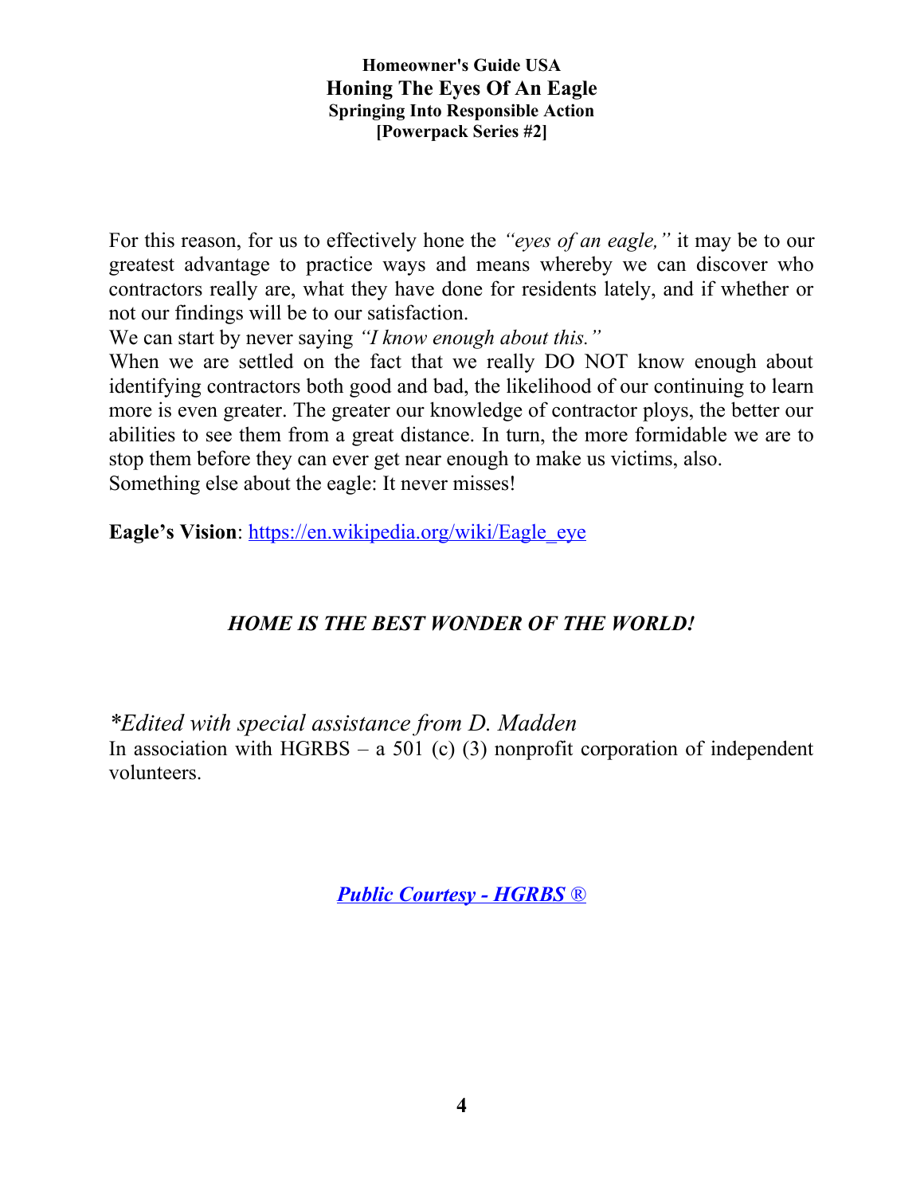For this reason, for us to effectively hone the *"eyes of an eagle,"* it may be to our greatest advantage to practice ways and means whereby we can discover who contractors really are, what they have done for residents lately, and if whether or not our findings will be to our satisfaction.

We can start by never saying *"I know enough about this."*

When we are settled on the fact that we really DO NOT know enough about identifying contractors both good and bad, the likelihood of our continuing to learn more is even greater. The greater our knowledge of contractor ploys, the better our abilities to see them from a great distance. In turn, the more formidable we are to stop them before they can ever get near enough to make us victims, also.

Something else about the eagle: It never misses!

**Eagle's Vision**: https://en.wikipedia.org/wiki/Eagle_eye

***HOME IS THE BEST WONDER OF THE WORLD!***

*\*Edited with special assistance from D. Madden*

In association with HGRBS – a 501 (c) (3) nonprofit corporation of independent volunteers.

***Public Courtesy - HGRBS ®***